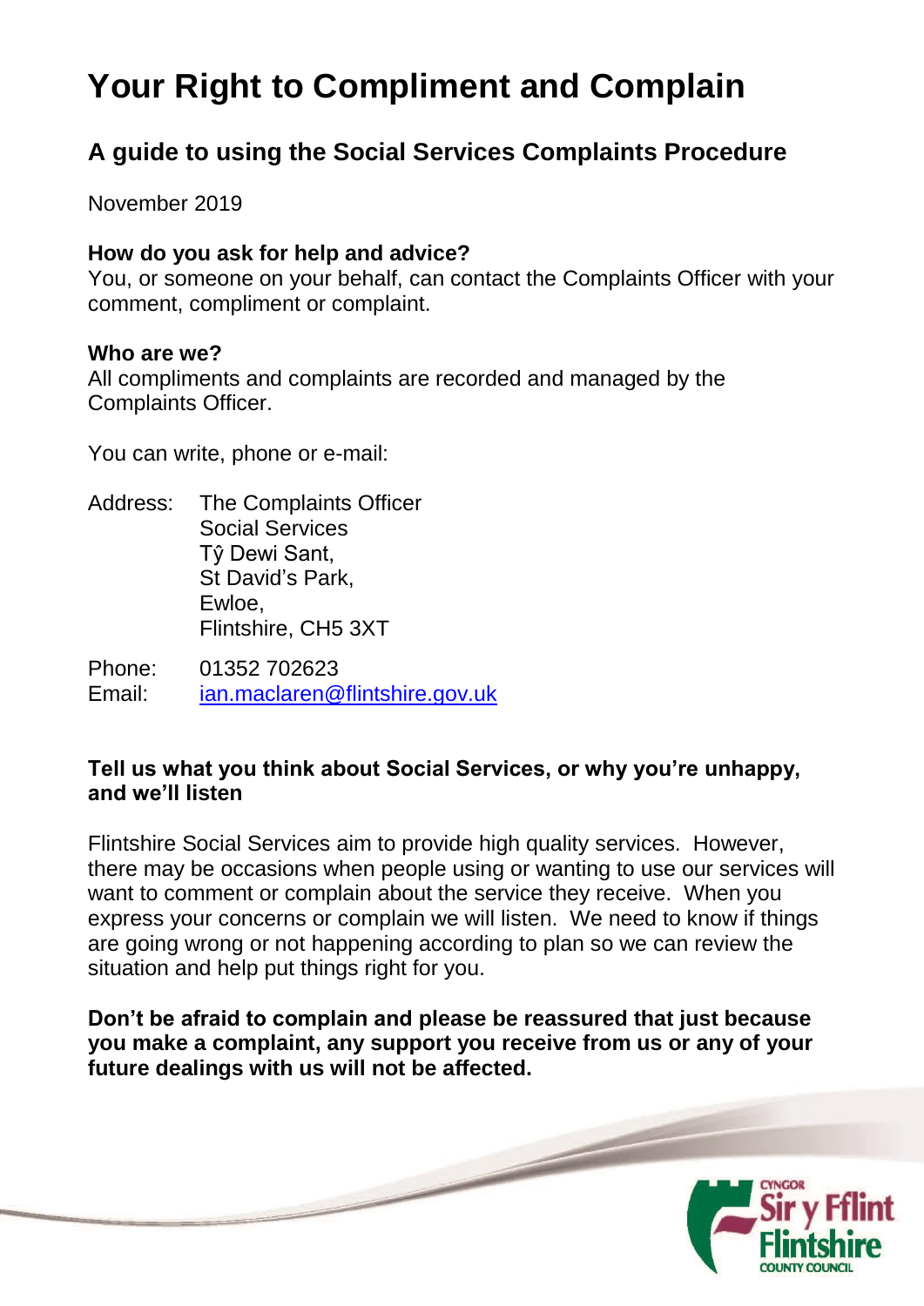# Your Right to Compliment and Complain

## A guide to using the Social Services Complaints Procedure

November 2019

### How do you ask for help and advice?

You, or someone on your behalf, can contact the Complaints Officer with your comment, compliment or complaint.

### Who are we?

All compliments and complaints are recorded and managed by the Complaints Officer.

You can write, phone or e-mail:

Address: The Complaints Officer
Social Services
Tŷ Dewi Sant,
St David's Park,
Ewloe,
Flintshire, CH5 3XT

Phone: 01352 702623
Email: ian.maclaren@flintshire.gov.uk

### Tell us what you think about Social Services, or why you're unhappy, and we'll listen

Flintshire Social Services aim to provide high quality services. However, there may be occasions when people using or wanting to use our services will want to comment or complain about the service they receive. When you express your concerns or complain we will listen. We need to know if things are going wrong or not happening according to plan so we can review the situation and help put things right for you.

**Don't be afraid to complain and please be reassured that just because you make a complaint, any support you receive from us or any of your future dealings with us will not be affected.**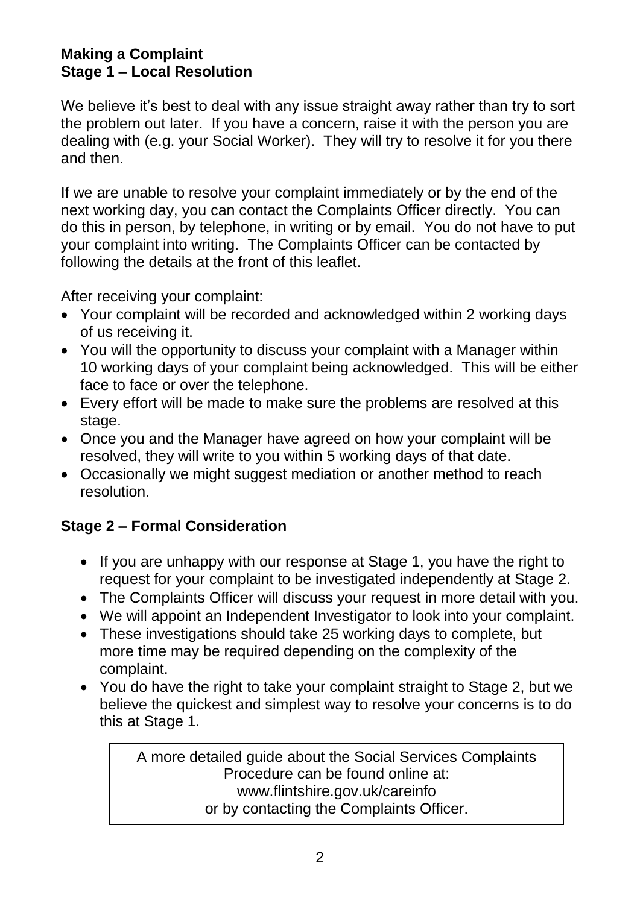## Making a Complaint
## Stage 1 – Local Resolution

We believe it's best to deal with any issue straight away rather than try to sort the problem out later. If you have a concern, raise it with the person you are dealing with (e.g. your Social Worker). They will try to resolve it for you there and then.

If we are unable to resolve your complaint immediately or by the end of the next working day, you can contact the Complaints Officer directly. You can do this in person, by telephone, in writing or by email. You do not have to put your complaint into writing. The Complaints Officer can be contacted by following the details at the front of this leaflet.

After receiving your complaint:

- Your complaint will be recorded and acknowledged within 2 working days of us receiving it.
- You will the opportunity to discuss your complaint with a Manager within 10 working days of your complaint being acknowledged. This will be either face to face or over the telephone.
- Every effort will be made to make sure the problems are resolved at this stage.
- Once you and the Manager have agreed on how your complaint will be resolved, they will write to you within 5 working days of that date.
- Occasionally we might suggest mediation or another method to reach resolution.

## Stage 2 – Formal Consideration

- If you are unhappy with our response at Stage 1, you have the right to request for your complaint to be investigated independently at Stage 2.
- The Complaints Officer will discuss your request in more detail with you.
- We will appoint an Independent Investigator to look into your complaint.
- These investigations should take 25 working days to complete, but more time may be required depending on the complexity of the complaint.
- You do have the right to take your complaint straight to Stage 2, but we believe the quickest and simplest way to resolve your concerns is to do this at Stage 1.

A more detailed guide about the Social Services Complaints Procedure can be found online at:
www.flintshire.gov.uk/careinfo
or by contacting the Complaints Officer.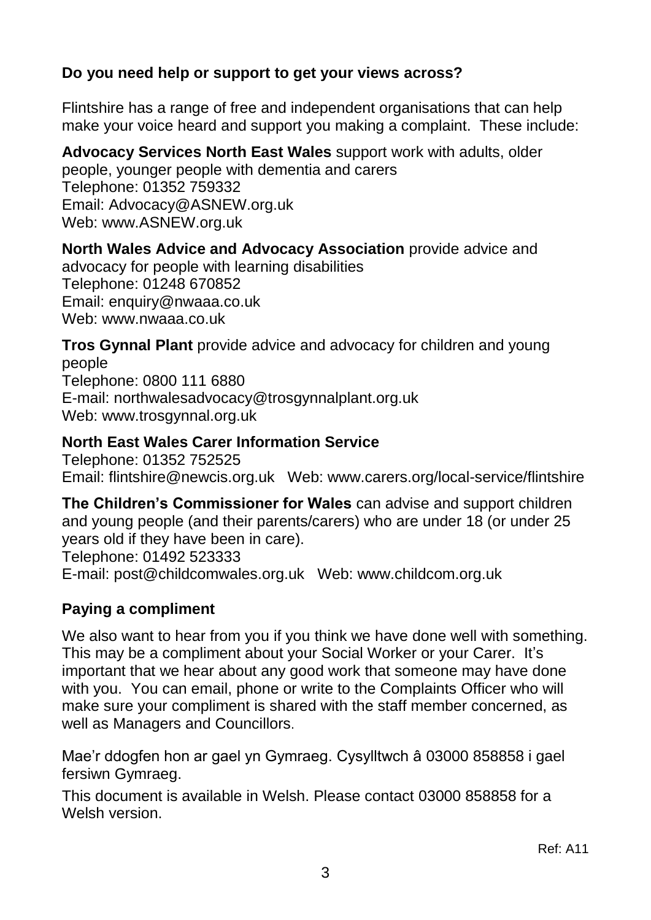## Do you need help or support to get your views across?

Flintshire has a range of free and independent organisations that can help make your voice heard and support you making a complaint. These include:

**Advocacy Services North East Wales** support work with adults, older people, younger people with dementia and carers
Telephone: 01352 759332
Email: Advocacy@ASNEW.org.uk
Web: www.ASNEW.org.uk

**North Wales Advice and Advocacy Association** provide advice and advocacy for people with learning disabilities
Telephone: 01248 670852
Email: enquiry@nwaaa.co.uk
Web: www.nwaaa.co.uk

**Tros Gynnal Plant** provide advice and advocacy for children and young people
Telephone: 0800 111 6880
E-mail: northwalesadvocacy@trosgynnalplant.org.uk
Web: www.trosgynnal.org.uk

**North East Wales Carer Information Service**
Telephone: 01352 752525
Email: flintshire@newcis.org.uk Web: www.carers.org/local-service/flintshire

**The Children's Commissioner for Wales** can advise and support children and young people (and their parents/carers) who are under 18 (or under 25 years old if they have been in care).
Telephone: 01492 523333
E-mail: post@childcomwales.org.uk Web: www.childcom.org.uk

## Paying a compliment

We also want to hear from you if you think we have done well with something. This may be a compliment about your Social Worker or your Carer. It's important that we hear about any good work that someone may have done with you. You can email, phone or write to the Complaints Officer who will make sure your compliment is shared with the staff member concerned, as well as Managers and Councillors.

Mae'r ddogfen hon ar gael yn Gymraeg. Cysylltwch â 03000 858858 i gael fersiwn Gymraeg.

This document is available in Welsh. Please contact 03000 858858 for a Welsh version.

Ref: A11